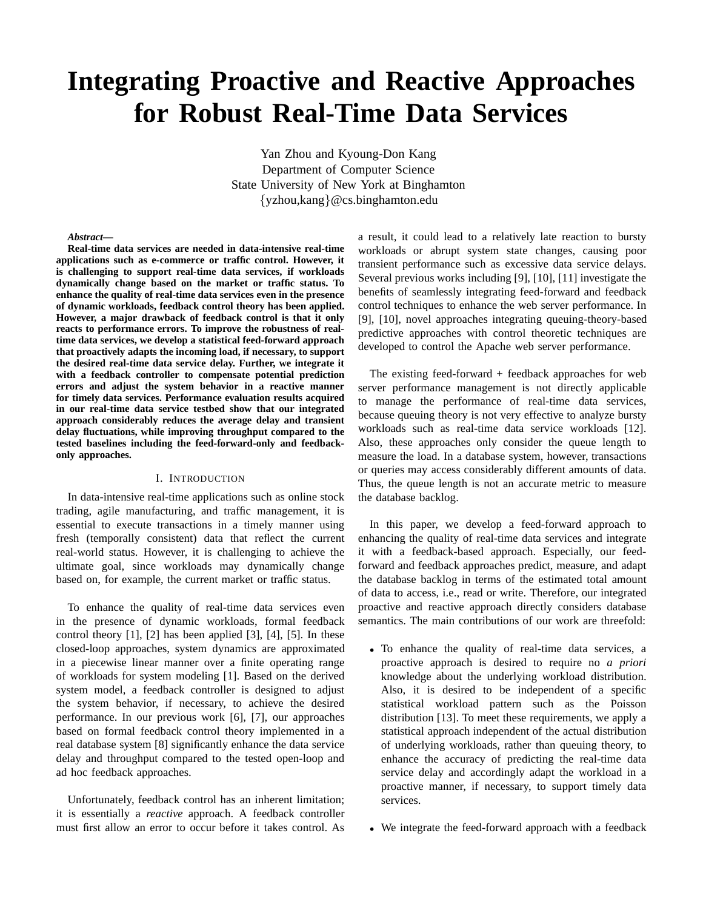# Integrating Proactive and Reactive Approaches for Robust Real-Time Data Services

Yan Zhou and Kyoung-Don Kang
Department of Computer Science
State University of New York at Binghamton
{yzhou,kang}@cs.binghamton.edu

***Abstract*—**
**Real-time data services are needed in data-intensive real-time applications such as e-commerce or traffic control. However, it is challenging to support real-time data services, if workloads dynamically change based on the market or traffic status. To enhance the quality of real-time data services even in the presence of dynamic workloads, feedback control theory has been applied. However, a major drawback of feedback control is that it only reacts to performance errors. To improve the robustness of real-time data services, we develop a statistical feed-forward approach that proactively adapts the incoming load, if necessary, to support the desired real-time data service delay. Further, we integrate it with a feedback controller to compensate potential prediction errors and adjust the system behavior in a reactive manner for timely data services. Performance evaluation results acquired in our real-time data service testbed show that our integrated approach considerably reduces the average delay and transient delay fluctuations, while improving throughput compared to the tested baselines including the feed-forward-only and feedback-only approaches.**

## I. Introduction

In data-intensive real-time applications such as online stock trading, agile manufacturing, and traffic management, it is essential to execute transactions in a timely manner using fresh (temporally consistent) data that reflect the current real-world status. However, it is challenging to achieve the ultimate goal, since workloads may dynamically change based on, for example, the current market or traffic status.

To enhance the quality of real-time data services even in the presence of dynamic workloads, formal feedback control theory [1], [2] has been applied [3], [4], [5]. In these closed-loop approaches, system dynamics are approximated in a piecewise linear manner over a finite operating range of workloads for system modeling [1]. Based on the derived system model, a feedback controller is designed to adjust the system behavior, if necessary, to achieve the desired performance. In our previous work [6], [7], our approaches based on formal feedback control theory implemented in a real database system [8] significantly enhance the data service delay and throughput compared to the tested open-loop and ad hoc feedback approaches.

Unfortunately, feedback control has an inherent limitation; it is essentially a *reactive* approach. A feedback controller must first allow an error to occur before it takes control. As a result, it could lead to a relatively late reaction to bursty workloads or abrupt system state changes, causing poor transient performance such as excessive data service delays. Several previous works including [9], [10], [11] investigate the benefits of seamlessly integrating feed-forward and feedback control techniques to enhance the web server performance. In [9], [10], novel approaches integrating queuing-theory-based predictive approaches with control theoretic techniques are developed to control the Apache web server performance.

The existing feed-forward + feedback approaches for web server performance management is not directly applicable to manage the performance of real-time data services, because queuing theory is not very effective to analyze bursty workloads such as real-time data service workloads [12]. Also, these approaches only consider the queue length to measure the load. In a database system, however, transactions or queries may access considerably different amounts of data. Thus, the queue length is not an accurate metric to measure the database backlog.

In this paper, we develop a feed-forward approach to enhancing the quality of real-time data services and integrate it with a feedback-based approach. Especially, our feed-forward and feedback approaches predict, measure, and adapt the database backlog in terms of the estimated total amount of data to access, i.e., read or write. Therefore, our integrated proactive and reactive approach directly considers database semantics. The main contributions of our work are threefold:

- To enhance the quality of real-time data services, a proactive approach is desired to require no *a priori* knowledge about the underlying workload distribution. Also, it is desired to be independent of a specific statistical workload pattern such as the Poisson distribution [13]. To meet these requirements, we apply a statistical approach independent of the actual distribution of underlying workloads, rather than queuing theory, to enhance the accuracy of predicting the real-time data service delay and accordingly adapt the workload in a proactive manner, if necessary, to support timely data services.
- We integrate the feed-forward approach with a feedback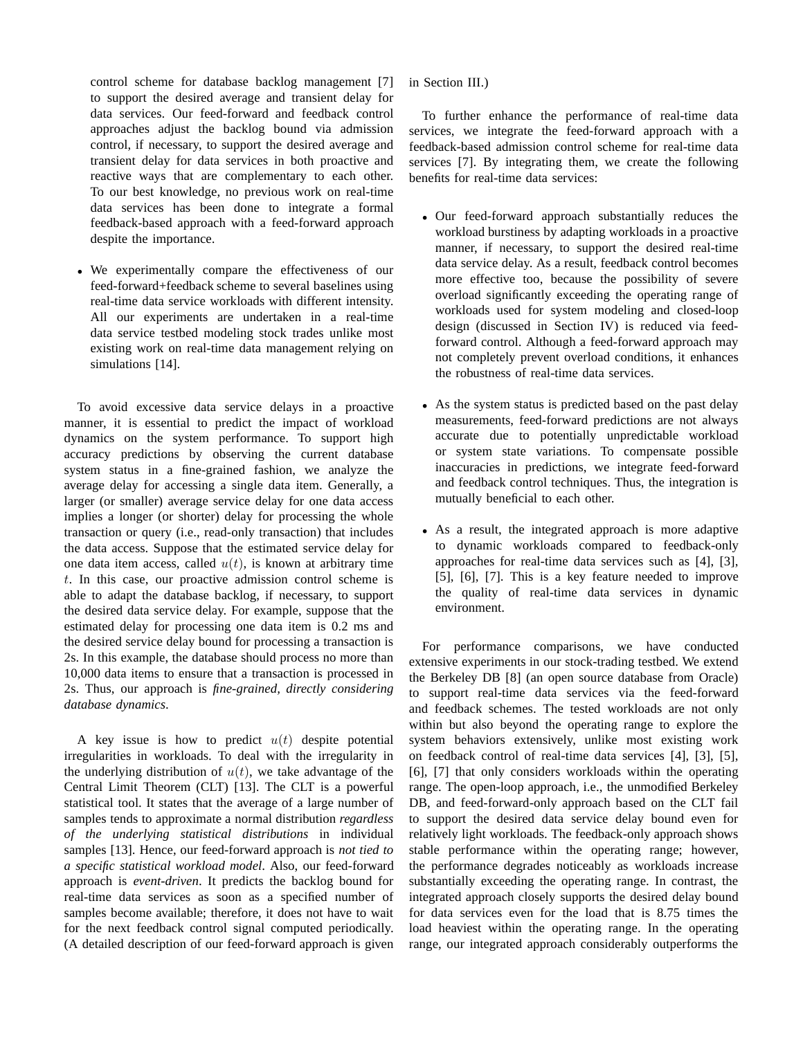control scheme for database backlog management [7] to support the desired average and transient delay for data services. Our feed-forward and feedback control approaches adjust the backlog bound via admission control, if necessary, to support the desired average and transient delay for data services in both proactive and reactive ways that are complementary to each other. To our best knowledge, no previous work on real-time data services has been done to integrate a formal feedback-based approach with a feed-forward approach despite the importance.

- We experimentally compare the effectiveness of our feed-forward+feedback scheme to several baselines using real-time data service workloads with different intensity. All our experiments are undertaken in a real-time data service testbed modeling stock trades unlike most existing work on real-time data management relying on simulations [14].

To avoid excessive data service delays in a proactive manner, it is essential to predict the impact of workload dynamics on the system performance. To support high accuracy predictions by observing the current database system status in a fine-grained fashion, we analyze the average delay for accessing a single data item. Generally, a larger (or smaller) average service delay for one data access implies a longer (or shorter) delay for processing the whole transaction or query (i.e., read-only transaction) that includes the data access. Suppose that the estimated service delay for one data item access, called $u(t)$, is known at arbitrary time $t$. In this case, our proactive admission control scheme is able to adapt the database backlog, if necessary, to support the desired data service delay. For example, suppose that the estimated delay for processing one data item is 0.2 ms and the desired service delay bound for processing a transaction is 2s. In this example, the database should process no more than 10,000 data items to ensure that a transaction is processed in 2s. Thus, our approach is *fine-grained, directly considering database dynamics*.

A key issue is how to predict $u(t)$ despite potential irregularities in workloads. To deal with the irregularity in the underlying distribution of $u(t)$, we take advantage of the Central Limit Theorem (CLT) [13]. The CLT is a powerful statistical tool. It states that the average of a large number of samples tends to approximate a normal distribution *regardless of the underlying statistical distributions* in individual samples [13]. Hence, our feed-forward approach is *not tied to a specific statistical workload model*. Also, our feed-forward approach is *event-driven*. It predicts the backlog bound for real-time data services as soon as a specified number of samples become available; therefore, it does not have to wait for the next feedback control signal computed periodically. (A detailed description of our feed-forward approach is given in Section III.)

To further enhance the performance of real-time data services, we integrate the feed-forward approach with a feedback-based admission control scheme for real-time data services [7]. By integrating them, we create the following benefits for real-time data services:

- Our feed-forward approach substantially reduces the workload burstiness by adapting workloads in a proactive manner, if necessary, to support the desired real-time data service delay. As a result, feedback control becomes more effective too, because the possibility of severe overload significantly exceeding the operating range of workloads used for system modeling and closed-loop design (discussed in Section IV) is reduced via feed-forward control. Although a feed-forward approach may not completely prevent overload conditions, it enhances the robustness of real-time data services.
- As the system status is predicted based on the past delay measurements, feed-forward predictions are not always accurate due to potentially unpredictable workload or system state variations. To compensate possible inaccuracies in predictions, we integrate feed-forward and feedback control techniques. Thus, the integration is mutually beneficial to each other.
- As a result, the integrated approach is more adaptive to dynamic workloads compared to feedback-only approaches for real-time data services such as [4], [3], [5], [6], [7]. This is a key feature needed to improve the quality of real-time data services in dynamic environment.

For performance comparisons, we have conducted extensive experiments in our stock-trading testbed. We extend the Berkeley DB [8] (an open source database from Oracle) to support real-time data services via the feed-forward and feedback schemes. The tested workloads are not only within but also beyond the operating range to explore the system behaviors extensively, unlike most existing work on feedback control of real-time data services [4], [3], [5], [6], [7] that only considers workloads within the operating range. The open-loop approach, i.e., the unmodified Berkeley DB, and feed-forward-only approach based on the CLT fail to support the desired data service delay bound even for relatively light workloads. The feedback-only approach shows stable performance within the operating range; however, the performance degrades noticeably as workloads increase substantially exceeding the operating range. In contrast, the integrated approach closely supports the desired delay bound for data services even for the load that is 8.75 times the load heaviest within the operating range. In the operating range, our integrated approach considerably outperforms the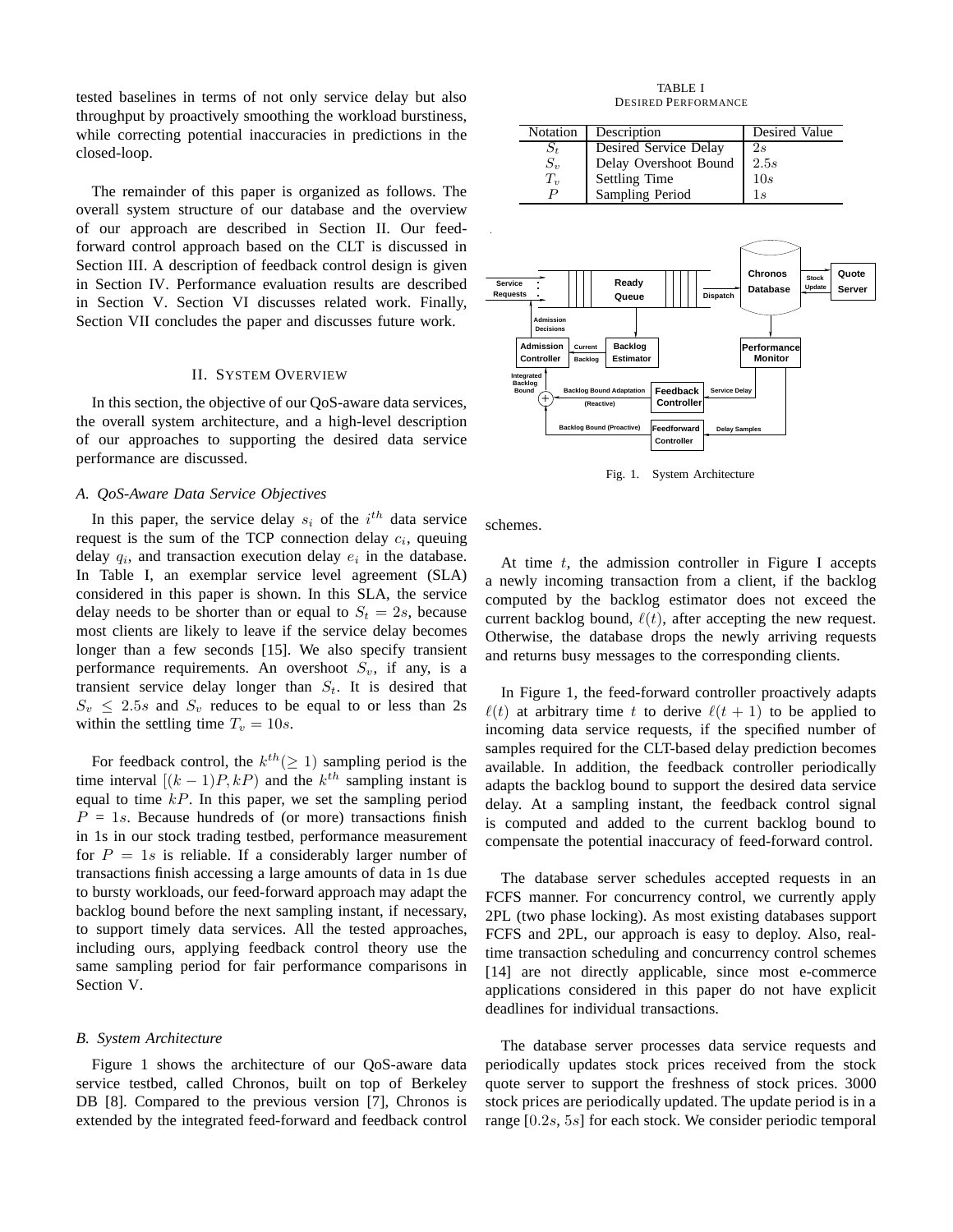tested baselines in terms of not only service delay but also throughput by proactively smoothing the workload burstiness, while correcting potential inaccuracies in predictions in the closed-loop.

The remainder of this paper is organized as follows. The overall system structure of our database and the overview of our approach are described in Section II. Our feed-forward control approach based on the CLT is discussed in Section III. A description of feedback control design is given in Section IV. Performance evaluation results are described in Section V. Section VI discusses related work. Finally, Section VII concludes the paper and discusses future work.

## II. System Overview

In this section, the objective of our QoS-aware data services, the overall system architecture, and a high-level description of our approaches to supporting the desired data service performance are discussed.

### A. QoS-Aware Data Service Objectives

In this paper, the service delay $s_i$ of the $i^{th}$ data service request is the sum of the TCP connection delay $c_i$, queuing delay $q_i$, and transaction execution delay $e_i$ in the database. In Table I, an exemplar service level agreement (SLA) considered in this paper is shown. In this SLA, the service delay needs to be shorter than or equal to $S_t = 2s$, because most clients are likely to leave if the service delay becomes longer than a few seconds [15]. We also specify transient performance requirements. An overshoot $S_v$, if any, is a transient service delay longer than $S_t$. It is desired that $S_v \leq 2.5s$ and $S_v$ reduces to be equal to or less than 2s within the settling time $T_v = 10s$.

For feedback control, the $k^{th}(\geq 1)$ sampling period is the time interval $[(k-1)P, kP)$ and the $k^{th}$ sampling instant is equal to time $kP$. In this paper, we set the sampling period $P = 1s$. Because hundreds of (or more) transactions finish in 1s in our stock trading testbed, performance measurement for $P = 1s$ is reliable. If a considerably larger number of transactions finish accessing a large amounts of data in 1s due to bursty workloads, our feed-forward approach may adapt the backlog bound before the next sampling instant, if necessary, to support timely data services. All the tested approaches, including ours, applying feedback control theory use the same sampling period for fair performance comparisons in Section V.

### B. System Architecture

Figure 1 shows the architecture of our QoS-aware data service testbed, called Chronos, built on top of Berkeley DB [8]. Compared to the previous version [7], Chronos is extended by the integrated feed-forward and feedback control schemes.

TABLE I
Desired Performance

| Notation | Description | Desired Value |
|---|---|---|
| $S_t$ | Desired Service Delay | $2s$ |
| $S_v$ | Delay Overshoot Bound | $2.5s$ |
| $T_v$ | Settling Time | $10s$ |
| $P$ | Sampling Period | $1s$ |

Fig. 1. System Architecture

At time $t$, the admission controller in Figure I accepts a newly incoming transaction from a client, if the backlog computed by the backlog estimator does not exceed the current backlog bound, $\ell(t)$, after accepting the new request. Otherwise, the database drops the newly arriving requests and returns busy messages to the corresponding clients.

In Figure 1, the feed-forward controller proactively adapts $\ell(t)$ at arbitrary time $t$ to derive $\ell(t+1)$ to be applied to incoming data service requests, if the specified number of samples required for the CLT-based delay prediction becomes available. In addition, the feedback controller periodically adapts the backlog bound to support the desired data service delay. At a sampling instant, the feedback control signal is computed and added to the current backlog bound to compensate the potential inaccuracy of feed-forward control.

The database server schedules accepted requests in an FCFS manner. For concurrency control, we currently apply 2PL (two phase locking). As most existing databases support FCFS and 2PL, our approach is easy to deploy. Also, real-time transaction scheduling and concurrency control schemes [14] are not directly applicable, since most e-commerce applications considered in this paper do not have explicit deadlines for individual transactions.

The database server processes data service requests and periodically updates stock prices received from the stock quote server to support the freshness of stock prices. 3000 stock prices are periodically updated. The update period is in a range $[0.2s, 5s]$ for each stock. We consider periodic temporal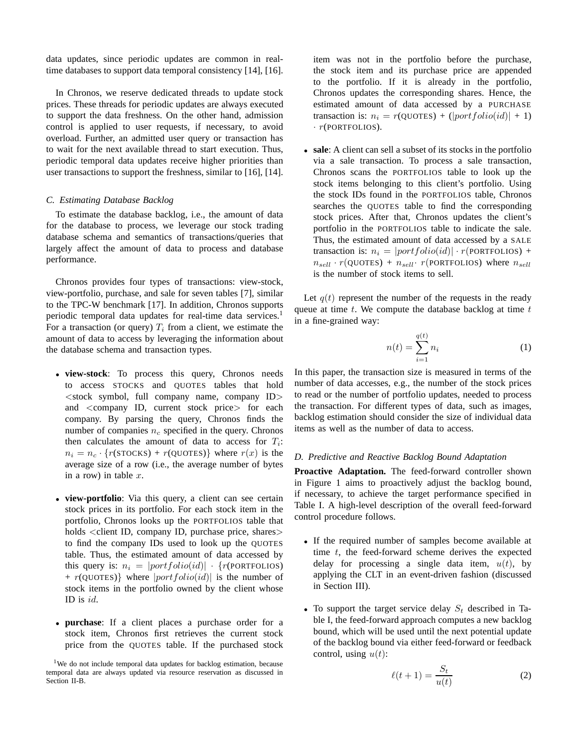data updates, since periodic updates are common in real-time databases to support data temporal consistency [14], [16].

In Chronos, we reserve dedicated threads to update stock prices. These threads for periodic updates are always executed to support the data freshness. On the other hand, admission control is applied to user requests, if necessary, to avoid overload. Further, an admitted user query or transaction has to wait for the next available thread to start execution. Thus, periodic temporal data updates receive higher priorities than user transactions to support the freshness, similar to [16], [14].

### C. Estimating Database Backlog

To estimate the database backlog, i.e., the amount of data for the database to process, we leverage our stock trading database schema and semantics of transactions/queries that largely affect the amount of data to process and database performance.

Chronos provides four types of transactions: view-stock, view-portfolio, purchase, and sale for seven tables [7], similar to the TPC-W benchmark [17]. In addition, Chronos supports periodic temporal data updates for real-time data services.[1] For a transaction (or query) $T_i$ from a client, we estimate the amount of data to access by leveraging the information about the database schema and transaction types.

- **view-stock**: To process this query, Chronos needs to access STOCKS and QUOTES tables that hold <stock symbol, full company name, company ID> and <company ID, current stock price> for each company. By parsing the query, Chronos finds the number of companies $n_c$ specified in the query. Chronos then calculates the amount of data to access for $T_i$: $n_i = n_c \cdot \{r(\text{STOCKS}) + r(\text{QUOTES})\}$ where $r(x)$ is the average size of a row (i.e., the average number of bytes in a row) in table $x$.

- **view-portfolio**: Via this query, a client can see certain stock prices in its portfolio. For each stock item in the portfolio, Chronos looks up the PORTFOLIOS table that holds <client ID, company ID, purchase price, shares> to find the company IDs used to look up the QUOTES table. Thus, the estimated amount of data accessed by this query is: $n_i = |portfolio(id)| \cdot \{r(\text{PORTFOLIOS}) + r(\text{QUOTES})\}$ where $|portfolio(id)|$ is the number of stock items in the portfolio owned by the client whose ID is $id$.

- **purchase**: If a client places a purchase order for a stock item, Chronos first retrieves the current stock price from the QUOTES table. If the purchased stock item was not in the portfolio before the purchase, the stock item and its purchase price are appended to the portfolio. If it is already in the portfolio, Chronos updates the corresponding shares. Hence, the estimated amount of data accessed by a PURCHASE transaction is: $n_i = r(\text{QUOTES}) + (|portfolio(id)| + 1) \cdot r(\text{PORTFOLIOS})$.

- **sale**: A client can sell a subset of its stocks in the portfolio via a sale transaction. To process a sale transaction, Chronos scans the PORTFOLIOS table to look up the stock items belonging to this client's portfolio. Using the stock IDs found in the PORTFOLIOS table, Chronos searches the QUOTES table to find the corresponding stock prices. After that, Chronos updates the client's portfolio in the PORTFOLIOS table to indicate the sale. Thus, the estimated amount of data accessed by a SALE transaction is: $n_i = |portfolio(id)| \cdot r(\text{PORTFOLIOS}) + n_{sell} \cdot r(\text{QUOTES}) + n_{sell} \cdot r(\text{PORTFOLIOS})$ where $n_{sell}$ is the number of stock items to sell.

Let $q(t)$ represent the number of the requests in the ready queue at time $t$. We compute the database backlog at time $t$ in a fine-grained way:

$$n(t) = \sum_{i=1}^{q(t)} n_i \tag{1}$$

In this paper, the transaction size is measured in terms of the number of data accesses, e.g., the number of the stock prices to read or the number of portfolio updates, needed to process the transaction. For different types of data, such as images, backlog estimation should consider the size of individual data items as well as the number of data to access.

### D. Predictive and Reactive Backlog Bound Adaptation

**Proactive Adaptation.** The feed-forward controller shown in Figure 1 aims to proactively adjust the backlog bound, if necessary, to achieve the target performance specified in Table I. A high-level description of the overall feed-forward control procedure follows.

- If the required number of samples become available at time $t$, the feed-forward scheme derives the expected delay for processing a single data item, $u(t)$, by applying the CLT in an event-driven fashion (discussed in Section III).

- To support the target service delay $S_t$ described in Table I, the feed-forward approach computes a new backlog bound, which will be used until the next potential update of the backlog bound via either feed-forward or feedback control, using $u(t)$:

$$\ell(t+1) = \frac{S_t}{u(t)} \tag{2}$$

[1] We do not include temporal data updates for backlog estimation, because temporal data are always updated via resource reservation as discussed in Section II-B.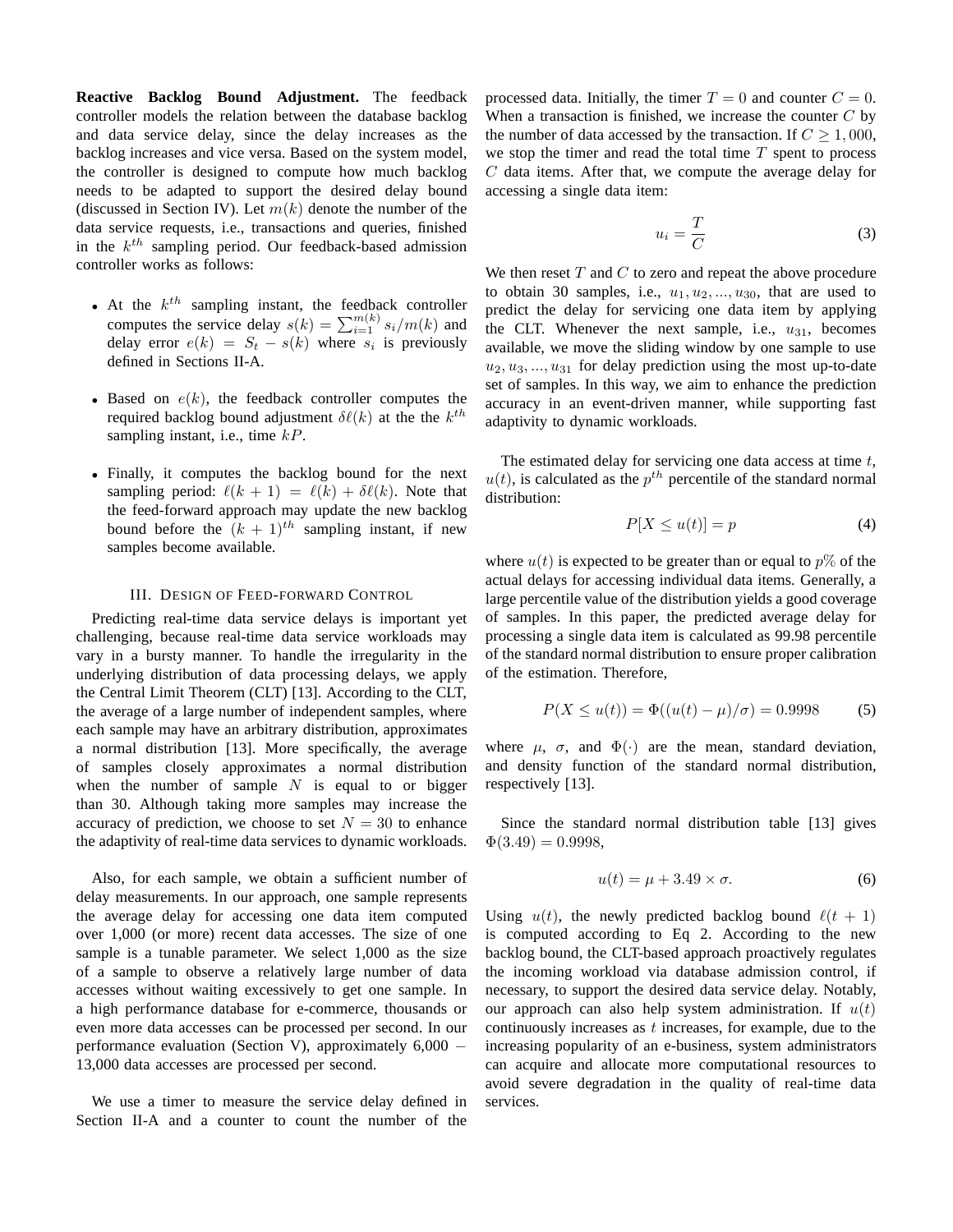**Reactive Backlog Bound Adjustment.** The feedback controller models the relation between the database backlog and data service delay, since the delay increases as the backlog increases and vice versa. Based on the system model, the controller is designed to compute how much backlog needs to be adapted to support the desired delay bound (discussed in Section IV). Let $m(k)$ denote the number of the data service requests, i.e., transactions and queries, finished in the $k^{th}$ sampling period. Our feedback-based admission controller works as follows:

- At the $k^{th}$ sampling instant, the feedback controller computes the service delay $s(k) = \sum_{i=1}^{m(k)} s_i / m(k)$ and delay error $e(k) = S_t - s(k)$ where $s_i$ is previously defined in Sections II-A.
- Based on $e(k)$, the feedback controller computes the required backlog bound adjustment $\delta\ell(k)$ at the the $k^{th}$ sampling instant, i.e., time $kP$.
- Finally, it computes the backlog bound for the next sampling period: $\ell(k+1) = \ell(k) + \delta\ell(k)$. Note that the feed-forward approach may update the new backlog bound before the $(k+1)^{th}$ sampling instant, if new samples become available.

## III. Design of Feed-forward Control

Predicting real-time data service delays is important yet challenging, because real-time data service workloads may vary in a bursty manner. To handle the irregularity in the underlying distribution of data processing delays, we apply the Central Limit Theorem (CLT) [13]. According to the CLT, the average of a large number of independent samples, where each sample may have an arbitrary distribution, approximates a normal distribution [13]. More specifically, the average of samples closely approximates a normal distribution when the number of sample $N$ is equal to or bigger than 30. Although taking more samples may increase the accuracy of prediction, we choose to set $N = 30$ to enhance the adaptivity of real-time data services to dynamic workloads.

Also, for each sample, we obtain a sufficient number of delay measurements. In our approach, one sample represents the average delay for accessing one data item computed over 1,000 (or more) recent data accesses. The size of one sample is a tunable parameter. We select 1,000 as the size of a sample to observe a relatively large number of data accesses without waiting excessively to get one sample. In a high performance database for e-commerce, thousands or even more data accesses can be processed per second. In our performance evaluation (Section V), approximately 6,000 − 13,000 data accesses are processed per second.

We use a timer to measure the service delay defined in Section II-A and a counter to count the number of the processed data. Initially, the timer $T = 0$ and counter $C = 0$. When a transaction is finished, we increase the counter $C$ by the number of data accessed by the transaction. If $C \geq 1,000$, we stop the timer and read the total time $T$ spent to process $C$ data items. After that, we compute the average delay for accessing a single data item:

$$u_i = \frac{T}{C} \tag{3}$$

We then reset $T$ and $C$ to zero and repeat the above procedure to obtain 30 samples, i.e., $u_1, u_2, ..., u_{30}$, that are used to predict the delay for servicing one data item by applying the CLT. Whenever the next sample, i.e., $u_{31}$, becomes available, we move the sliding window by one sample to use $u_2, u_3, ..., u_{31}$ for delay prediction using the most up-to-date set of samples. In this way, we aim to enhance the prediction accuracy in an event-driven manner, while supporting fast adaptivity to dynamic workloads.

The estimated delay for servicing one data access at time $t$, $u(t)$, is calculated as the $p^{th}$ percentile of the standard normal distribution:

$$P[X \leq u(t)] = p \tag{4}$$

where $u(t)$ is expected to be greater than or equal to $p$% of the actual delays for accessing individual data items. Generally, a large percentile value of the distribution yields a good coverage of samples. In this paper, the predicted average delay for processing a single data item is calculated as 99.98 percentile of the standard normal distribution to ensure proper calibration of the estimation. Therefore,

$$P(X \leq u(t)) = \Phi((u(t) - \mu)/\sigma) = 0.9998 \tag{5}$$

where $\mu$, $\sigma$, and $\Phi(\cdot)$ are the mean, standard deviation, and density function of the standard normal distribution, respectively [13].

Since the standard normal distribution table [13] gives $\Phi(3.49) = 0.9998$,

$$u(t) = \mu + 3.49 \times \sigma. \tag{6}$$

Using $u(t)$, the newly predicted backlog bound $\ell(t+1)$ is computed according to Eq 2. According to the new backlog bound, the CLT-based approach proactively regulates the incoming workload via database admission control, if necessary, to support the desired data service delay. Notably, our approach can also help system administration. If $u(t)$ continuously increases as $t$ increases, for example, due to the increasing popularity of an e-business, system administrators can acquire and allocate more computational resources to avoid severe degradation in the quality of real-time data services.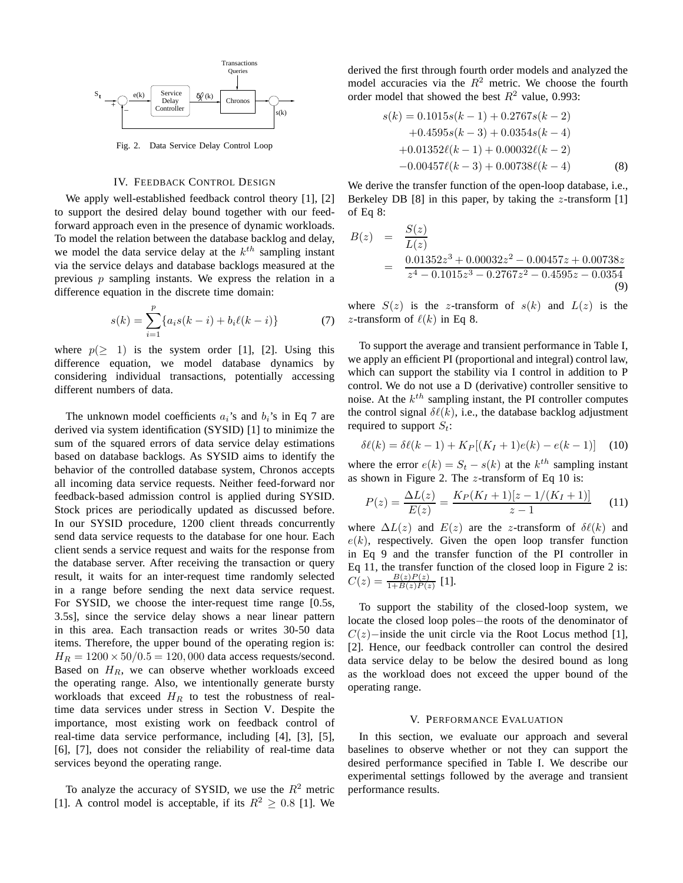Fig. 2. Data Service Delay Control Loop

## IV. Feedback Control Design

We apply well-established feedback control theory [1], [2] to support the desired delay bound together with our feed-forward approach even in the presence of dynamic workloads. To model the relation between the database backlog and delay, we model the data service delay at the $k^{th}$ sampling instant via the service delays and database backlogs measured at the previous $p$ sampling instants. We express the relation in a difference equation in the discrete time domain:

$$s(k) = \sum_{i=1}^{p} \{a_i s(k-i) + b_i \ell(k-i)\} \tag{7}$$

where $p(\geq 1)$ is the system order [1], [2]. Using this difference equation, we model database dynamics by considering individual transactions, potentially accessing different numbers of data.

The unknown model coefficients $a_i$'s and $b_i$'s in Eq 7 are derived via system identification (SYSID) [1] to minimize the sum of the squared errors of data service delay estimations based on database backlogs. As SYSID aims to identify the behavior of the controlled database system, Chronos accepts all incoming data service requests. Neither feed-forward nor feedback-based admission control is applied during SYSID. Stock prices are periodically updated as discussed before. In our SYSID procedure, 1200 client threads concurrently send data service requests to the database for one hour. Each client sends a service request and waits for the response from the database server. After receiving the transaction or query result, it waits for an inter-request time randomly selected in a range before sending the next data service request. For SYSID, we choose the inter-request time range [0.5s, 3.5s], since the service delay shows a near linear pattern in this area. Each transaction reads or writes 30-50 data items. Therefore, the upper bound of the operating region is: $H_R = 1200 \times 50/0.5 = 120,000$ data access requests/second. Based on $H_R$, we can observe whether workloads exceed the operating range. Also, we intentionally generate bursty workloads that exceed $H_R$ to test the robustness of real-time data services under stress in Section V. Despite the importance, most existing work on feedback control of real-time data service performance, including [4], [3], [5], [6], [7], does not consider the reliability of real-time data services beyond the operating range.

To analyze the accuracy of SYSID, we use the $R^2$ metric [1]. A control model is acceptable, if its $R^2 \geq 0.8$ [1]. We derived the first through fourth order models and analyzed the model accuracies via the $R^2$ metric. We choose the fourth order model that showed the best $R^2$ value, 0.993:

$$\begin{aligned} s(k) &= 0.1015s(k-1) + 0.2767s(k-2) \\ &\quad +0.4595s(k-3) + 0.0354s(k-4) \\ &\quad +0.01352\ell(k-1) + 0.00032\ell(k-2) \\ &\quad -0.00457\ell(k-3) + 0.00738\ell(k-4) \end{aligned} \tag{8}$$

We derive the transfer function of the open-loop database, i.e., Berkeley DB [8] in this paper, by taking the $z$-transform [1] of Eq 8:

$$\begin{aligned} B(z) &= \frac{S(z)}{L(z)} \\ &= \frac{0.01352z^3 + 0.00032z^2 - 0.00457z + 0.00738z}{z^4 - 0.1015z^3 - 0.2767z^2 - 0.4595z - 0.0354} \end{aligned} \tag{9}$$

where $S(z)$ is the $z$-transform of $s(k)$ and $L(z)$ is the $z$-transform of $\ell(k)$ in Eq 8.

To support the average and transient performance in Table I, we apply an efficient PI (proportional and integral) control law, which can support the stability via I control in addition to P control. We do not use a D (derivative) controller sensitive to noise. At the $k^{th}$ sampling instant, the PI controller computes the control signal $\delta\ell(k)$, i.e., the database backlog adjustment required to support $S_t$:

$$\delta\ell(k) = \delta\ell(k-1) + K_P[(K_I + 1)e(k) - e(k-1)] \tag{10}$$

where the error $e(k) = S_t - s(k)$ at the $k^{th}$ sampling instant as shown in Figure 2. The $z$-transform of Eq 10 is:

$$P(z) = \frac{\Delta L(z)}{E(z)} = \frac{K_P(K_I + 1)[z - 1/(K_I + 1)]}{z - 1} \tag{11}$$

where $\Delta L(z)$ and $E(z)$ are the $z$-transform of $\delta\ell(k)$ and $e(k)$, respectively. Given the open loop transfer function in Eq 9 and the transfer function of the PI controller in Eq 11, the transfer function of the closed loop in Figure 2 is: $C(z) = \frac{B(z)P(z)}{1+B(z)P(z)}$ [1].

To support the stability of the closed-loop system, we locate the closed loop poles−the roots of the denominator of $C(z)$−inside the unit circle via the Root Locus method [1], [2]. Hence, our feedback controller can control the desired data service delay to be below the desired bound as long as the workload does not exceed the upper bound of the operating range.

## V. Performance Evaluation

In this section, we evaluate our approach and several baselines to observe whether or not they can support the desired performance specified in Table I. We describe our experimental settings followed by the average and transient performance results.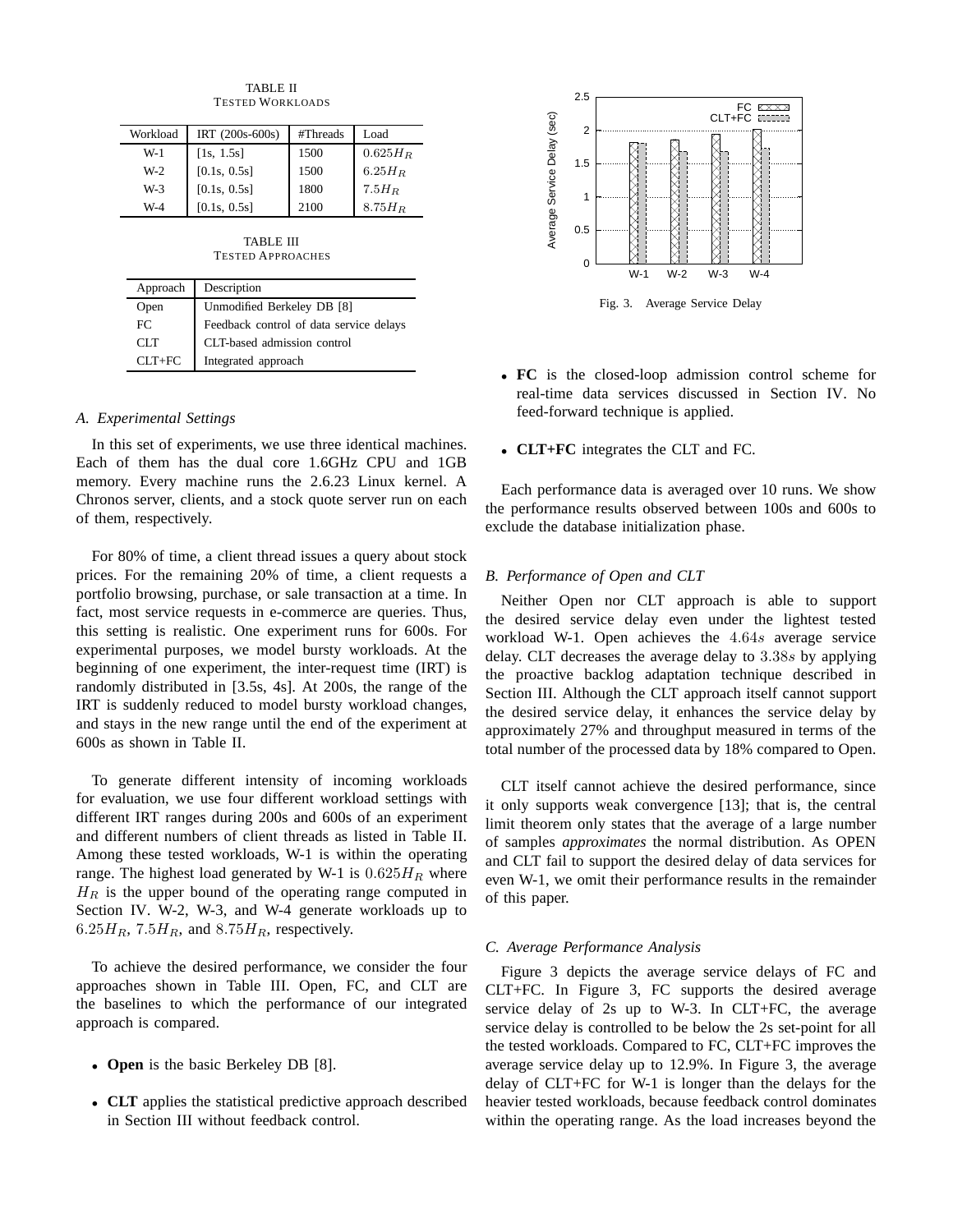TABLE II
TESTED WORKLOADS

| Workload | IRT (200s-600s) | #Threads | Load |
|---|---|---|---|
| W-1 | [1s, 1.5s] | 1500 | $0.625H_R$ |
| W-2 | [0.1s, 0.5s] | 1500 | $6.25H_R$ |
| W-3 | [0.1s, 0.5s] | 1800 | $7.5H_R$ |
| W-4 | [0.1s, 0.5s] | 2100 | $8.75H_R$ |

TABLE III
TESTED APPROACHES

| Approach | Description |
|---|---|
| Open | Unmodified Berkeley DB [8] |
| FC | Feedback control of data service delays |
| CLT | CLT-based admission control |
| CLT+FC | Integrated approach |

### A. Experimental Settings

In this set of experiments, we use three identical machines. Each of them has the dual core 1.6GHz CPU and 1GB memory. Every machine runs the 2.6.23 Linux kernel. A Chronos server, clients, and a stock quote server run on each of them, respectively.

For 80% of time, a client thread issues a query about stock prices. For the remaining 20% of time, a client requests a portfolio browsing, purchase, or sale transaction at a time. In fact, most service requests in e-commerce are queries. Thus, this setting is realistic. One experiment runs for 600s. For experimental purposes, we model bursty workloads. At the beginning of one experiment, the inter-request time (IRT) is randomly distributed in [3.5s, 4s]. At 200s, the range of the IRT is suddenly reduced to model bursty workload changes, and stays in the new range until the end of the experiment at 600s as shown in Table II.

To generate different intensity of incoming workloads for evaluation, we use four different workload settings with different IRT ranges during 200s and 600s of an experiment and different numbers of client threads as listed in Table II. Among these tested workloads, W-1 is within the operating range. The highest load generated by W-1 is $0.625H_R$ where $H_R$ is the upper bound of the operating range computed in Section IV. W-2, W-3, and W-4 generate workloads up to $6.25H_R$, $7.5H_R$, and $8.75H_R$, respectively.

To achieve the desired performance, we consider the four approaches shown in Table III. Open, FC, and CLT are the baselines to which the performance of our integrated approach is compared.

- **Open** is the basic Berkeley DB [8].
- **CLT** applies the statistical predictive approach described in Section III without feedback control.
- **FC** is the closed-loop admission control scheme for real-time data services discussed in Section IV. No feed-forward technique is applied.
- **CLT+FC** integrates the CLT and FC.

Fig. 3. Average Service Delay

Each performance data is averaged over 10 runs. We show the performance results observed between 100s and 600s to exclude the database initialization phase.

### B. Performance of Open and CLT

Neither Open nor CLT approach is able to support the desired service delay even under the lightest tested workload W-1. Open achieves the $4.64s$ average service delay. CLT decreases the average delay to $3.38s$ by applying the proactive backlog adaptation technique described in Section III. Although the CLT approach itself cannot support the desired service delay, it enhances the service delay by approximately 27% and throughput measured in terms of the total number of the processed data by 18% compared to Open.

CLT itself cannot achieve the desired performance, since it only supports weak convergence [13]; that is, the central limit theorem only states that the average of a large number of samples *approximates* the normal distribution. As OPEN and CLT fail to support the desired delay of data services for even W-1, we omit their performance results in the remainder of this paper.

### C. Average Performance Analysis

Figure 3 depicts the average service delays of FC and CLT+FC. In Figure 3, FC supports the desired average service delay of 2s up to W-3. In CLT+FC, the average service delay is controlled to be below the 2s set-point for all the tested workloads. Compared to FC, CLT+FC improves the average service delay up to 12.9%. In Figure 3, the average delay of CLT+FC for W-1 is longer than the delays for the heavier tested workloads, because feedback control dominates within the operating range. As the load increases beyond the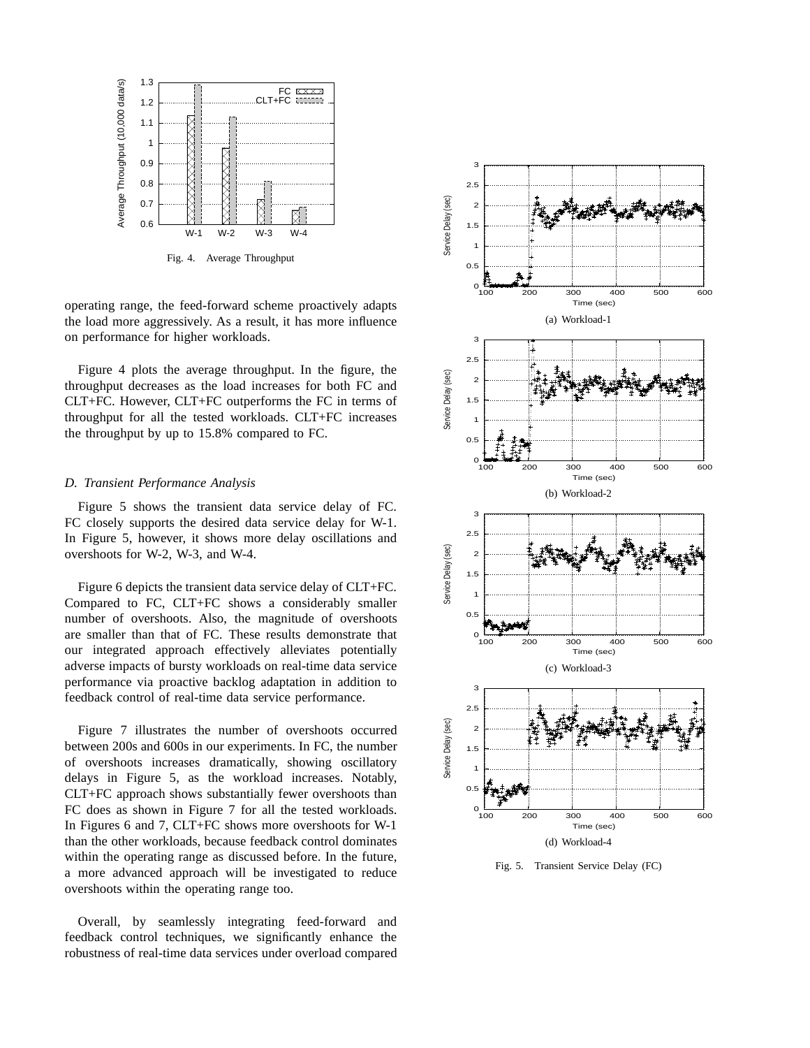Fig. 4. Average Throughput

operating range, the feed-forward scheme proactively adapts the load more aggressively. As a result, it has more influence on performance for higher workloads.

Figure 4 plots the average throughput. In the figure, the throughput decreases as the load increases for both FC and CLT+FC. However, CLT+FC outperforms the FC in terms of throughput for all the tested workloads. CLT+FC increases the throughput by up to 15.8% compared to FC.

### D. Transient Performance Analysis

Figure 5 shows the transient data service delay of FC. FC closely supports the desired data service delay for W-1. In Figure 5, however, it shows more delay oscillations and overshoots for W-2, W-3, and W-4.

Figure 6 depicts the transient data service delay of CLT+FC. Compared to FC, CLT+FC shows a considerably smaller number of overshoots. Also, the magnitude of overshoots are smaller than that of FC. These results demonstrate that our integrated approach effectively alleviates potentially adverse impacts of bursty workloads on real-time data service performance via proactive backlog adaptation in addition to feedback control of real-time data service performance.

Figure 7 illustrates the number of overshoots occurred between 200s and 600s in our experiments. In FC, the number of overshoots increases dramatically, showing oscillatory delays in Figure 5, as the workload increases. Notably, CLT+FC approach shows substantially fewer overshoots than FC does as shown in Figure 7 for all the tested workloads. In Figures 6 and 7, CLT+FC shows more overshoots for W-1 than the other workloads, because feedback control dominates within the operating range as discussed before. In the future, a more advanced approach will be investigated to reduce overshoots within the operating range too.

Overall, by seamlessly integrating feed-forward and feedback control techniques, we significantly enhance the robustness of real-time data services under overload compared

(a) Workload-1

(b) Workload-2

(c) Workload-3

(d) Workload-4

Fig. 5. Transient Service Delay (FC)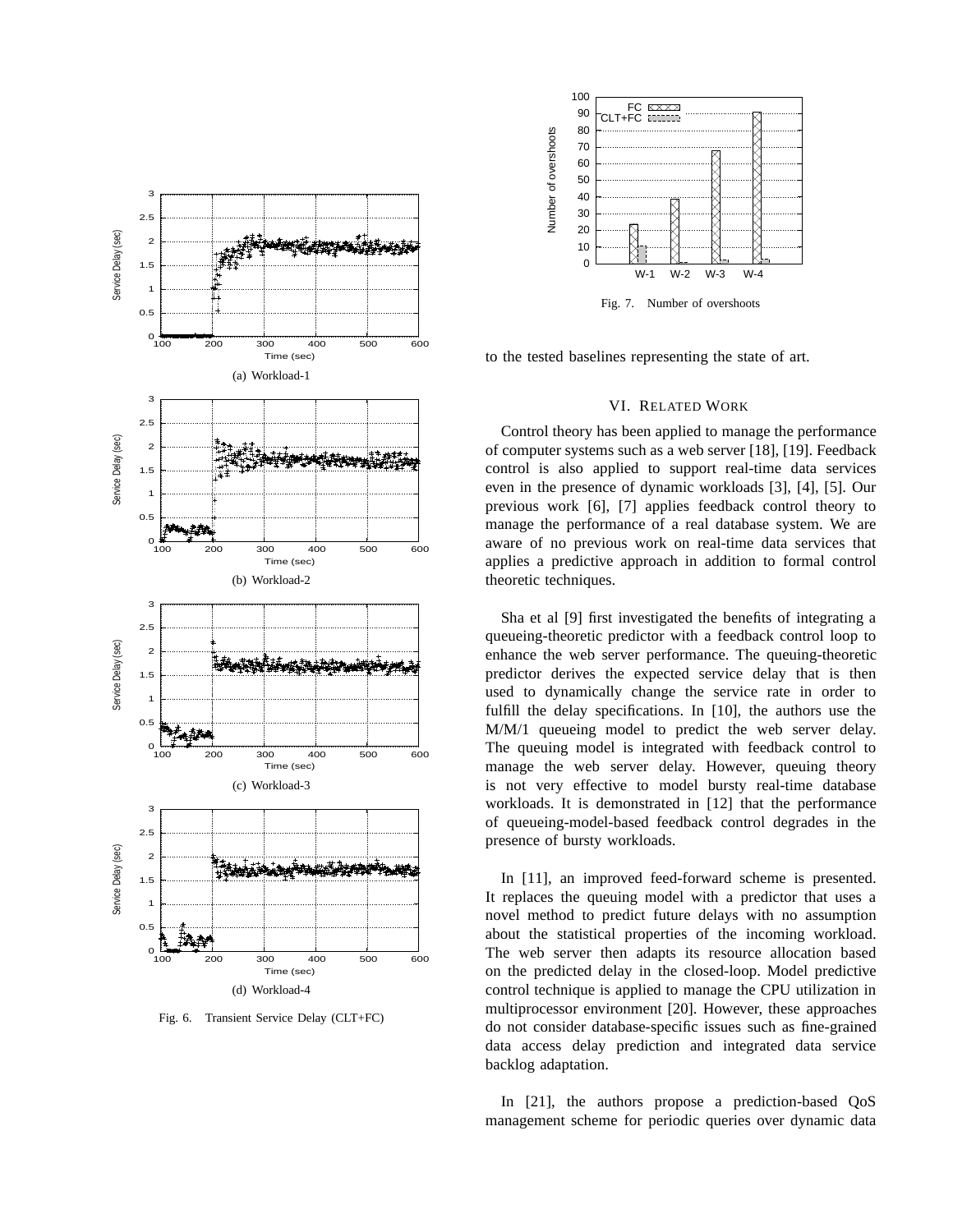(a) Workload-1

(b) Workload-2

(c) Workload-3

(d) Workload-4

Fig. 6. Transient Service Delay (CLT+FC)

Fig. 7. Number of overshoots

to the tested baselines representing the state of art.

## VI. Related Work

Control theory has been applied to manage the performance of computer systems such as a web server [18], [19]. Feedback control is also applied to support real-time data services even in the presence of dynamic workloads [3], [4], [5]. Our previous work [6], [7] applies feedback control theory to manage the performance of a real database system. We are aware of no previous work on real-time data services that applies a predictive approach in addition to formal control theoretic techniques.

Sha et al [9] first investigated the benefits of integrating a queueing-theoretic predictor with a feedback control loop to enhance the web server performance. The queuing-theoretic predictor derives the expected service delay that is then used to dynamically change the service rate in order to fulfill the delay specifications. In [10], the authors use the M/M/1 queueing model to predict the web server delay. The queuing model is integrated with feedback control to manage the web server delay. However, queuing theory is not very effective to model bursty real-time database workloads. It is demonstrated in [12] that the performance of queueing-model-based feedback control degrades in the presence of bursty workloads.

In [11], an improved feed-forward scheme is presented. It replaces the queuing model with a predictor that uses a novel method to predict future delays with no assumption about the statistical properties of the incoming workload. The web server then adapts its resource allocation based on the predicted delay in the closed-loop. Model predictive control technique is applied to manage the CPU utilization in multiprocessor environment [20]. However, these approaches do not consider database-specific issues such as fine-grained data access delay prediction and integrated data service backlog adaptation.

In [21], the authors propose a prediction-based QoS management scheme for periodic queries over dynamic data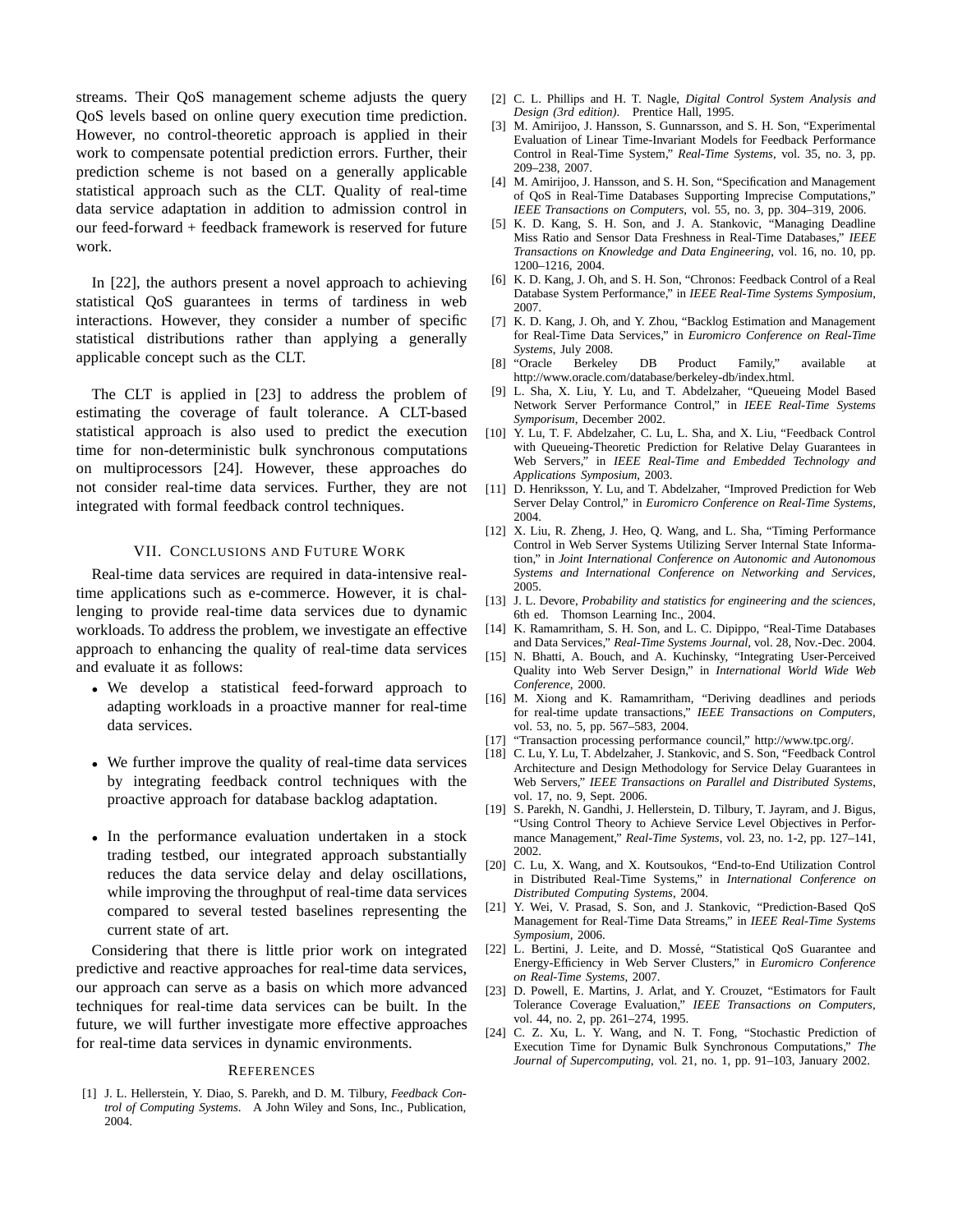streams. Their QoS management scheme adjusts the query QoS levels based on online query execution time prediction. However, no control-theoretic approach is applied in their work to compensate potential prediction errors. Further, their prediction scheme is not based on a generally applicable statistical approach such as the CLT. Quality of real-time data service adaptation in addition to admission control in our feed-forward + feedback framework is reserved for future work.

In [22], the authors present a novel approach to achieving statistical QoS guarantees in terms of tardiness in web interactions. However, they consider a number of specific statistical distributions rather than applying a generally applicable concept such as the CLT.

The CLT is applied in [23] to address the problem of estimating the coverage of fault tolerance. A CLT-based statistical approach is also used to predict the execution time for non-deterministic bulk synchronous computations on multiprocessors [24]. However, these approaches do not consider real-time data services. Further, they are not integrated with formal feedback control techniques.

## VII. Conclusions and Future Work

Real-time data services are required in data-intensive real-time applications such as e-commerce. However, it is challenging to provide real-time data services due to dynamic workloads. To address the problem, we investigate an effective approach to enhancing the quality of real-time data services and evaluate it as follows:

- We develop a statistical feed-forward approach to adapting workloads in a proactive manner for real-time data services.
- We further improve the quality of real-time data services by integrating feedback control techniques with the proactive approach for database backlog adaptation.
- In the performance evaluation undertaken in a stock trading testbed, our integrated approach substantially reduces the data service delay and delay oscillations, while improving the throughput of real-time data services compared to several tested baselines representing the current state of art.

Considering that there is little prior work on integrated predictive and reactive approaches for real-time data services, our approach can serve as a basis on which more advanced techniques for real-time data services can be built. In the future, we will further investigate more effective approaches for real-time data services in dynamic environments.

## References

[1] J. L. Hellerstein, Y. Diao, S. Parekh, and D. M. Tilbury, *Feedback Control of Computing Systems*. A John Wiley and Sons, Inc., Publication, 2004.

[2] C. L. Phillips and H. T. Nagle, *Digital Control System Analysis and Design (3rd edition)*. Prentice Hall, 1995.

[3] M. Amirijoo, J. Hansson, S. Gunnarsson, and S. H. Son, "Experimental Evaluation of Linear Time-Invariant Models for Feedback Performance Control in Real-Time System," *Real-Time Systems*, vol. 35, no. 3, pp. 209–238, 2007.

[4] M. Amirijoo, J. Hansson, and S. H. Son, "Specification and Management of QoS in Real-Time Databases Supporting Imprecise Computations," *IEEE Transactions on Computers*, vol. 55, no. 3, pp. 304–319, 2006.

[5] K. D. Kang, S. H. Son, and J. A. Stankovic, "Managing Deadline Miss Ratio and Sensor Data Freshness in Real-Time Databases," *IEEE Transactions on Knowledge and Data Engineering*, vol. 16, no. 10, pp. 1200–1216, 2004.

[6] K. D. Kang, J. Oh, and S. H. Son, "Chronos: Feedback Control of a Real Database System Performance," in *IEEE Real-Time Systems Symposium*, 2007.

[7] K. D. Kang, J. Oh, and Y. Zhou, "Backlog Estimation and Management for Real-Time Data Services," in *Euromicro Conference on Real-Time Systems*, July 2008.

[8] "Oracle Berkeley DB Product Family," available at http://www.oracle.com/database/berkeley-db/index.html.

[9] L. Sha, X. Liu, Y. Lu, and T. Abdelzaher, "Queueing Model Based Network Server Performance Control," in *IEEE Real-Time Systems Symporium*, December 2002.

[10] Y. Lu, T. F. Abdelzaher, C. Lu, L. Sha, and X. Liu, "Feedback Control with Queueing-Theoretic Prediction for Relative Delay Guarantees in Web Servers," in *IEEE Real-Time and Embedded Technology and Applications Symposium*, 2003.

[11] D. Henriksson, Y. Lu, and T. Abdelzaher, "Improved Prediction for Web Server Delay Control," in *Euromicro Conference on Real-Time Systems*, 2004.

[12] X. Liu, R. Zheng, J. Heo, Q. Wang, and L. Sha, "Timing Performance Control in Web Server Systems Utilizing Server Internal State Information," in *Joint International Conference on Autonomic and Autonomous Systems and International Conference on Networking and Services*, 2005.

[13] J. L. Devore, *Probability and statistics for engineering and the sciences*, 6th ed. Thomson Learning Inc., 2004.

[14] K. Ramamritham, S. H. Son, and L. C. Dipippo, "Real-Time Databases and Data Services," *Real-Time Systems Journal*, vol. 28, Nov.-Dec. 2004.

[15] N. Bhatti, A. Bouch, and A. Kuchinsky, "Integrating User-Perceived Quality into Web Server Design," in *International World Wide Web Conference*, 2000.

[16] M. Xiong and K. Ramamritham, "Deriving deadlines and periods for real-time update transactions," *IEEE Transactions on Computers*, vol. 53, no. 5, pp. 567–583, 2004.

[17] "Transaction processing performance council," http://www.tpc.org/.

[18] C. Lu, Y. Lu, T. Abdelzaher, J. Stankovic, and S. Son, "Feedback Control Architecture and Design Methodology for Service Delay Guarantees in Web Servers," *IEEE Transactions on Parallel and Distributed Systems*, vol. 17, no. 9, Sept. 2006.

[19] S. Parekh, N. Gandhi, J. Hellerstein, D. Tilbury, T. Jayram, and J. Bigus, "Using Control Theory to Achieve Service Level Objectives in Performance Management," *Real-Time Systems*, vol. 23, no. 1-2, pp. 127–141, 2002.

[20] C. Lu, X. Wang, and X. Koutsoukos, "End-to-End Utilization Control in Distributed Real-Time Systems," in *International Conference on Distributed Computing Systems*, 2004.

[21] Y. Wei, V. Prasad, S. Son, and J. Stankovic, "Prediction-Based QoS Management for Real-Time Data Streams," in *IEEE Real-Time Systems Symposium*, 2006.

[22] L. Bertini, J. Leite, and D. Mossé, "Statistical QoS Guarantee and Energy-Efficiency in Web Server Clusters," in *Euromicro Conference on Real-Time Systems*, 2007.

[23] D. Powell, E. Martins, J. Arlat, and Y. Crouzet, "Estimators for Fault Tolerance Coverage Evaluation," *IEEE Transactions on Computers*, vol. 44, no. 2, pp. 261–274, 1995.

[24] C. Z. Xu, L. Y. Wang, and N. T. Fong, "Stochastic Prediction of Execution Time for Dynamic Bulk Synchronous Computations," *The Journal of Supercomputing*, vol. 21, no. 1, pp. 91–103, January 2002.